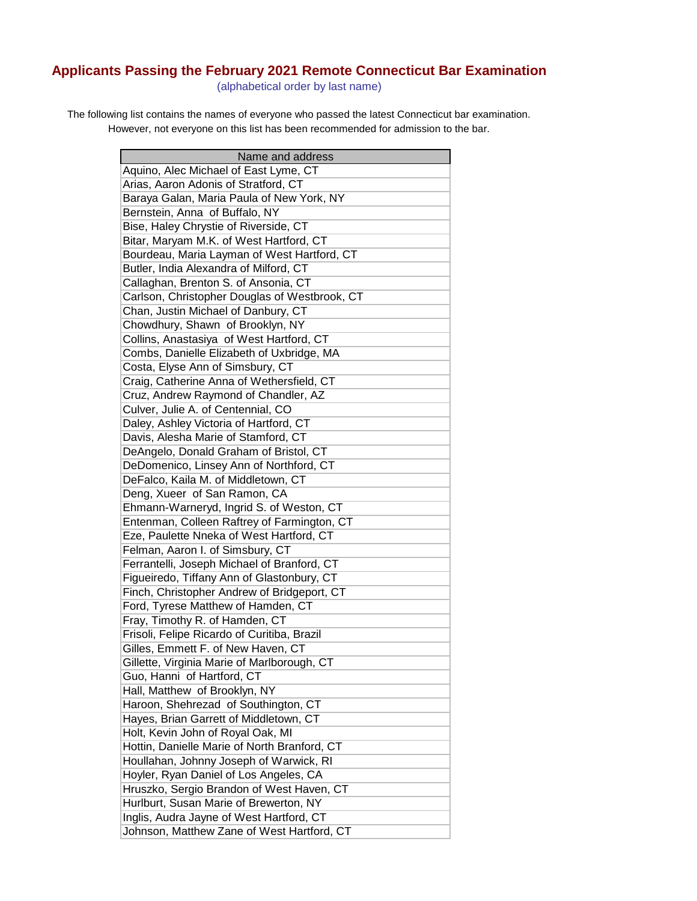# Applicants Passing the February 2021 Remote Connecticut Bar Examination

(alphabetical order by last name)

The following list contains the names of everyone who passed the latest Connecticut bar examination. However, not everyone on this list has been recommended for admission to the bar.

| Name and address |
| --- |
| Aquino, Alec Michael of East Lyme, CT |
| Arias, Aaron Adonis of Stratford, CT |
| Baraya Galan, Maria Paula of New York, NY |
| Bernstein, Anna of Buffalo, NY |
| Bise, Haley Chrystie of Riverside, CT |
| Bitar, Maryam M.K. of West Hartford, CT |
| Bourdeau, Maria Layman of West Hartford, CT |
| Butler, India Alexandra of Milford, CT |
| Callaghan, Brenton S. of Ansonia, CT |
| Carlson, Christopher Douglas of Westbrook, CT |
| Chan, Justin Michael of Danbury, CT |
| Chowdhury, Shawn of Brooklyn, NY |
| Collins, Anastasiya of West Hartford, CT |
| Combs, Danielle Elizabeth of Uxbridge, MA |
| Costa, Elyse Ann of Simsbury, CT |
| Craig, Catherine Anna of Wethersfield, CT |
| Cruz, Andrew Raymond of Chandler, AZ |
| Culver, Julie A. of Centennial, CO |
| Daley, Ashley Victoria of Hartford, CT |
| Davis, Alesha Marie of Stamford, CT |
| DeAngelo, Donald Graham of Bristol, CT |
| DeDomenico, Linsey Ann of Northford, CT |
| DeFalco, Kaila M. of Middletown, CT |
| Deng, Xueer of San Ramon, CA |
| Ehmann-Warneryd, Ingrid S. of Weston, CT |
| Entenman, Colleen Raftrey of Farmington, CT |
| Eze, Paulette Nneka of West Hartford, CT |
| Felman, Aaron I. of Simsbury, CT |
| Ferrantelli, Joseph Michael of Branford, CT |
| Figueiredo, Tiffany Ann of Glastonbury, CT |
| Finch, Christopher Andrew of Bridgeport, CT |
| Ford, Tyrese Matthew of Hamden, CT |
| Fray, Timothy R. of Hamden, CT |
| Frisoli, Felipe Ricardo of Curitiba, Brazil |
| Gilles, Emmett F. of New Haven, CT |
| Gillette, Virginia Marie of Marlborough, CT |
| Guo, Hanni of Hartford, CT |
| Hall, Matthew of Brooklyn, NY |
| Haroon, Shehrezad of Southington, CT |
| Hayes, Brian Garrett of Middletown, CT |
| Holt, Kevin John of Royal Oak, MI |
| Hottin, Danielle Marie of North Branford, CT |
| Houllahan, Johnny Joseph of Warwick, RI |
| Hoyler, Ryan Daniel of Los Angeles, CA |
| Hruszko, Sergio Brandon of West Haven, CT |
| Hurlburt, Susan Marie of Brewerton, NY |
| Inglis, Audra Jayne of West Hartford, CT |
| Johnson, Matthew Zane of West Hartford, CT |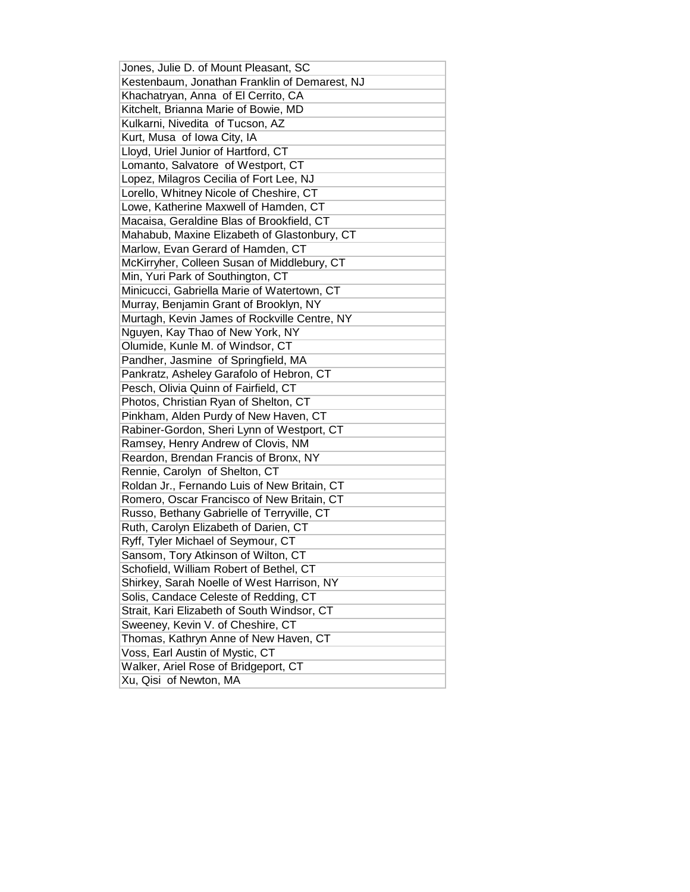| |
|---|
| Jones, Julie D. of Mount Pleasant, SC |
| Kestenbaum, Jonathan Franklin of Demarest, NJ |
| Khachatryan, Anna of El Cerrito, CA |
| Kitchelt, Brianna Marie of Bowie, MD |
| Kulkarni, Nivedita of Tucson, AZ |
| Kurt, Musa of Iowa City, IA |
| Lloyd, Uriel Junior of Hartford, CT |
| Lomanto, Salvatore of Westport, CT |
| Lopez, Milagros Cecilia of Fort Lee, NJ |
| Lorello, Whitney Nicole of Cheshire, CT |
| Lowe, Katherine Maxwell of Hamden, CT |
| Macaisa, Geraldine Blas of Brookfield, CT |
| Mahabub, Maxine Elizabeth of Glastonbury, CT |
| Marlow, Evan Gerard of Hamden, CT |
| McKirryher, Colleen Susan of Middlebury, CT |
| Min, Yuri Park of Southington, CT |
| Minicucci, Gabriella Marie of Watertown, CT |
| Murray, Benjamin Grant of Brooklyn, NY |
| Murtagh, Kevin James of Rockville Centre, NY |
| Nguyen, Kay Thao of New York, NY |
| Olumide, Kunle M. of Windsor, CT |
| Pandher, Jasmine of Springfield, MA |
| Pankratz, Asheley Garafolo of Hebron, CT |
| Pesch, Olivia Quinn of Fairfield, CT |
| Photos, Christian Ryan of Shelton, CT |
| Pinkham, Alden Purdy of New Haven, CT |
| Rabiner-Gordon, Sheri Lynn of Westport, CT |
| Ramsey, Henry Andrew of Clovis, NM |
| Reardon, Brendan Francis of Bronx, NY |
| Rennie, Carolyn of Shelton, CT |
| Roldan Jr., Fernando Luis of New Britain, CT |
| Romero, Oscar Francisco of New Britain, CT |
| Russo, Bethany Gabrielle of Terryville, CT |
| Ruth, Carolyn Elizabeth of Darien, CT |
| Ryff, Tyler Michael of Seymour, CT |
| Sansom, Tory Atkinson of Wilton, CT |
| Schofield, William Robert of Bethel, CT |
| Shirkey, Sarah Noelle of West Harrison, NY |
| Solis, Candace Celeste of Redding, CT |
| Strait, Kari Elizabeth of South Windsor, CT |
| Sweeney, Kevin V. of Cheshire, CT |
| Thomas, Kathryn Anne of New Haven, CT |
| Voss, Earl Austin of Mystic, CT |
| Walker, Ariel Rose of Bridgeport, CT |
| Xu, Qisi of Newton, MA |